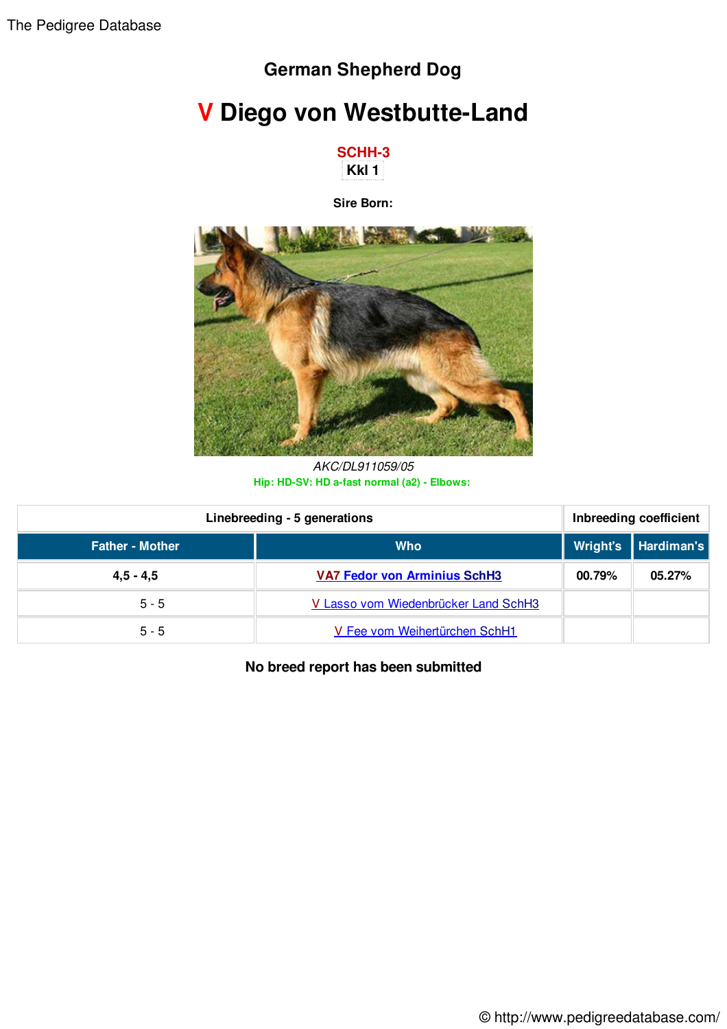The Pedigree Database

## German Shepherd Dog

# V Diego von Westbutte-Land

**SCHH-3**

**Kkl 1**

**Sire Born:**

*AKC/DL911059/05*

**Hip: HD-SV: HD a-fast normal (a2) - Elbows:**

| Linebreeding - 5 generations | | Inbreeding coefficient | |
|---|---|---|---|
| **Father - Mother** | **Who** | **Wright's** | **Hardiman's** |
| **4,5 - 4,5** | **VA7 Fedor von Arminius SchH3** | **00.79%** | **05.27%** |
| 5 - 5 | V Lasso vom Wiedenbrücker Land SchH3 | | |
| 5 - 5 | V Fee vom Weihertürchen SchH1 | | |

**No breed report has been submitted**

© http://www.pedigreedatabase.com/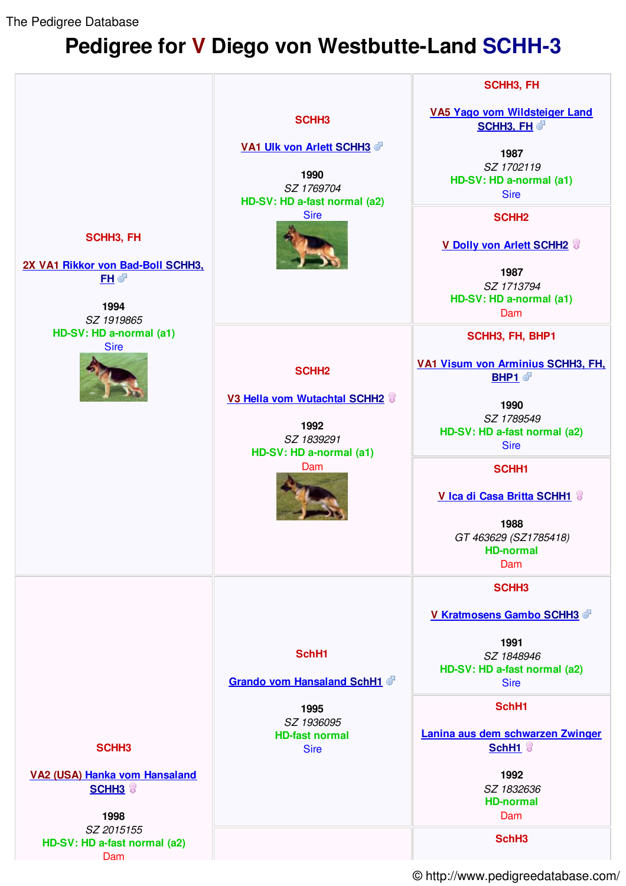The Pedigree Database

# Pedigree for V Diego von Westbutte-Land SCHH-3

| | | |
|---|---|---|
| SCHH3, FH<br><br>2X VA1 Rikkor von Bad-Boll SCHH3, FH ♂<br><br>1994<br>*SZ 1919865*<br>HD-SV: HD a-normal (a1)<br>Sire | SCHH3<br><br>VA1 Ulk von Arlett SCHH3 ♂<br><br>1990<br>*SZ 1769704*<br>HD-SV: HD a-fast normal (a2)<br>Sire | SCHH3, FH<br><br>VA5 Yago vom Wildsteiger Land SCHH3, FH ♂<br><br>1987<br>*SZ 1702119*<br>HD-SV: HD a-normal (a1)<br>Sire |
| | | SCHH2<br><br>V Dolly von Arlett SCHH2 ♀<br><br>1987<br>*SZ 1713794*<br>HD-SV: HD a-normal (a1)<br>Dam |
| | SCHH2<br><br>V3 Hella vom Wutachtal SCHH2 ♀<br><br>1992<br>*SZ 1839291*<br>HD-SV: HD a-normal (a1)<br>Dam | SCHH3, FH, BHP1<br><br>VA1 Visum von Arminius SCHH3, FH, BHP1 ♂<br><br>1990<br>*SZ 1789549*<br>HD-SV: HD a-fast normal (a2)<br>Sire |
| | | SCHH1<br><br>V Ica di Casa Britta SCHH1 ♀<br><br>1988<br>*GT 463629 (SZ1785418)*<br>HD-normal<br>Dam |
| SCHH3<br><br>VA2 (USA) Hanka vom Hansaland SCHH3 ♀<br><br>1998<br>*SZ 2015155*<br>HD-SV: HD a-fast normal (a2)<br>Dam | SchH1<br><br>Grando vom Hansaland SchH1 ♂<br><br>1995<br>*SZ 1936095*<br>HD-fast normal<br>Sire | SCHH3<br><br>V Kratmosens Gambo SCHH3 ♂<br><br>1991<br>*SZ 1848946*<br>HD-SV: HD a-fast normal (a2)<br>Sire |
| | | SchH1<br><br>Lanina aus dem schwarzen Zwinger SchH1 ♀<br><br>1992<br>*SZ 1832636*<br>HD-normal<br>Dam |
| | | SchH3 |

© http://www.pedigreedatabase.com/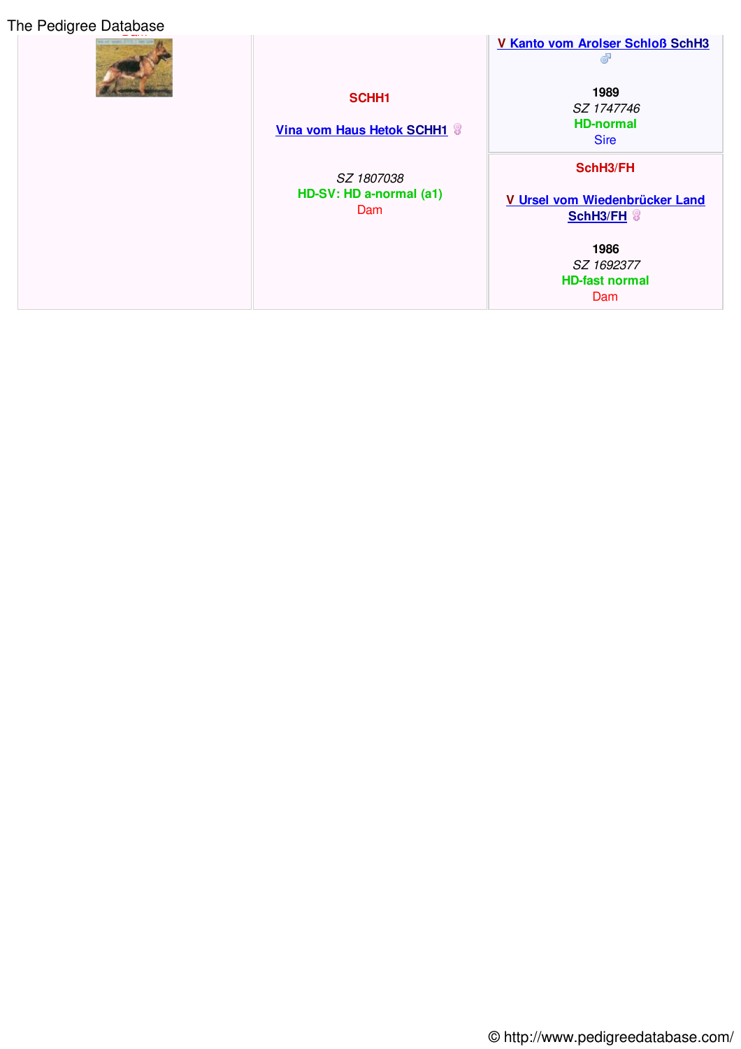| | | |
|---|---|---|
| | SCHH1<br><br>Vina vom Haus Hetok SCHH1<br><br>*SZ 1807038*<br>HD-SV: HD a-normal (a1)<br>Dam | V Kanto vom Arolser Schloß SchH3<br><br>1989<br>*SZ 1747746*<br>HD-normal<br>Sire |
| | | SchH3/FH<br><br>V Ursel vom Wiedenbrücker Land SchH3/FH<br><br>1986<br>*SZ 1692377*<br>HD-fast normal<br>Dam |